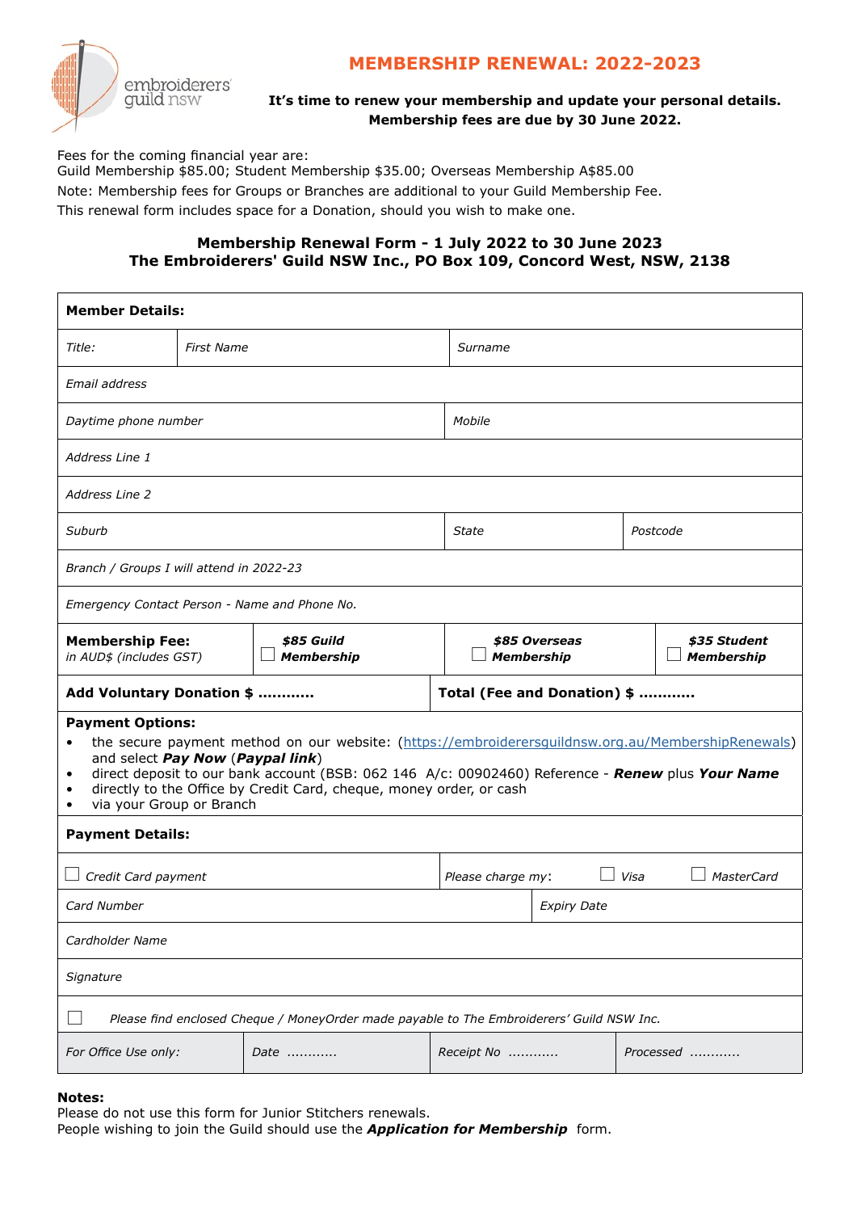embroiderers' guild nsw

# MEMBERSHIP RENEWAL: 2022-2023

**It's time to renew your membership and update your personal details.**
**Membership fees are due by 30 June 2022.**

Fees for the coming financial year are:
Guild Membership $85.00; Student Membership $35.00; Overseas Membership A$85.00
Note: Membership fees for Groups or Branches are additional to your Guild Membership Fee.
This renewal form includes space for a Donation, should you wish to make one.

## Membership Renewal Form - 1 July 2022 to 30 June 2023
## The Embroiderers' Guild NSW Inc., PO Box 109, Concord West, NSW, 2138

| **Member Details:** | | | |
|---|---|---|---|
| *Title:* | *First Name* | *Surname* | |
| *Email address* | | | |
| *Daytime phone number* | | *Mobile* | |
| *Address Line 1* | | | |
| *Address Line 2* | | | |
| *Suburb* | | *State* | *Postcode* |
| *Branch / Groups I will attend in 2022-23* | | | |
| *Emergency Contact Person - Name and Phone No.* | | | |
| **Membership Fee:** *in AUD$ (includes GST)* | ☐ ***$85 Guild Membership*** | ☐ ***$85 Overseas Membership*** | ☐ ***$35 Student Membership*** |
| **Add Voluntary Donation $ …………** | | **Total (Fee and Donation) $ …………** | |

**Payment Options:**

- the secure payment method on our website: (https://embroiderersguildnsw.org.au/MembershipRenewals) and select ***Pay Now*** (***Paypal link***)
- direct deposit to our bank account (BSB: 062 146 A/c: 00902460) Reference - ***Renew*** plus ***Your Name***
- directly to the Office by Credit Card, cheque, money order, or cash
- via your Group or Branch

| **Payment Details:** | | | |
|---|---|---|---|
| ☐ *Credit Card payment* | *Please charge my:* ☐ *Visa* ☐ *MasterCard* | | |
| *Card Number* | *Expiry Date* | | |
| *Cardholder Name* | | | |
| *Signature* | | | |
| ☐ *Please find enclosed Cheque / MoneyOrder made payable to The Embroiderers' Guild NSW Inc.* | | | |
| *For Office Use only:* | *Date …………* | *Receipt No …………* | *Processed …………* |

**Notes:**
Please do not use this form for Junior Stitchers renewals.
People wishing to join the Guild should use the ***Application for Membership*** form.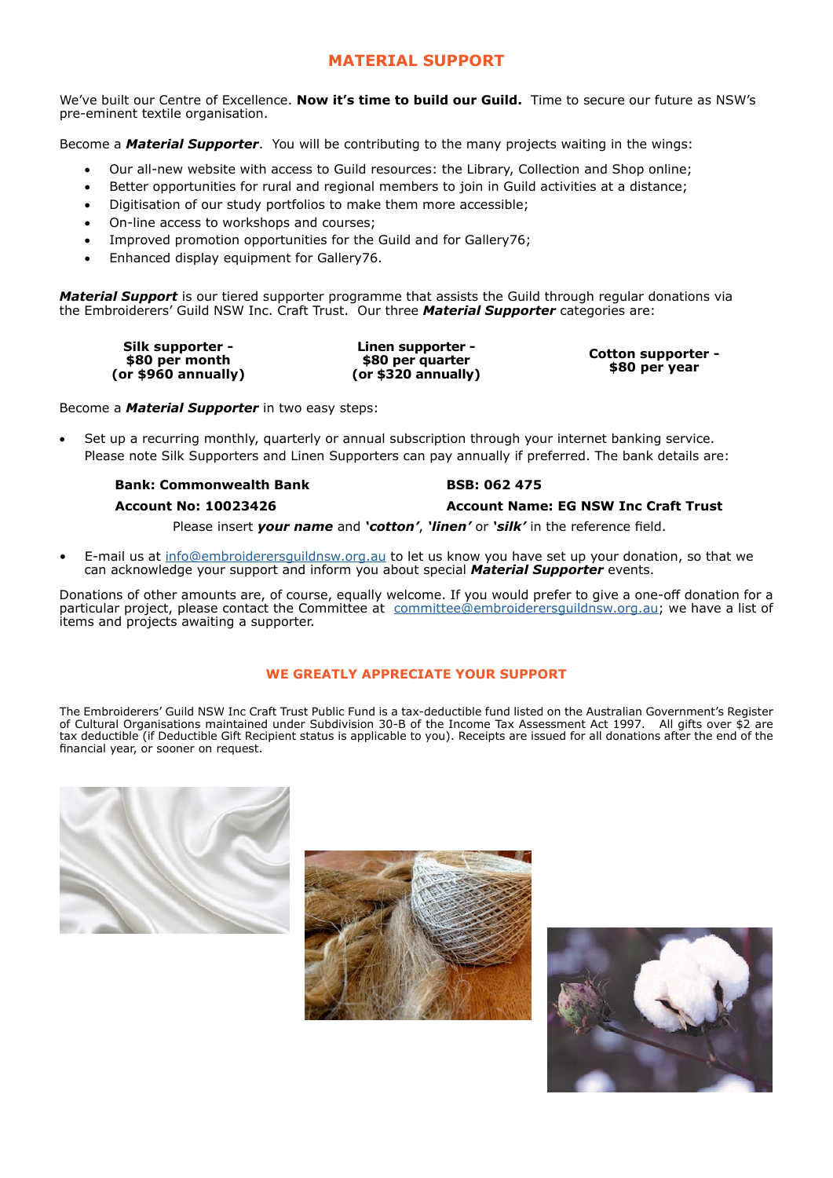## MATERIAL SUPPORT

We've built our Centre of Excellence. **Now it's time to build our Guild.** Time to secure our future as NSW's pre-eminent textile organisation.

Become a ***Material Supporter***. You will be contributing to the many projects waiting in the wings:

- Our all-new website with access to Guild resources: the Library, Collection and Shop online;
- Better opportunities for rural and regional members to join in Guild activities at a distance;
- Digitisation of our study portfolios to make them more accessible;
- On-line access to workshops and courses;
- Improved promotion opportunities for the Guild and for Gallery76;
- Enhanced display equipment for Gallery76.

***Material Support*** is our tiered supporter programme that assists the Guild through regular donations via the Embroiderers' Guild NSW Inc. Craft Trust. Our three ***Material Supporter*** categories are:

| | | |
|---|---|---|
| **Silk supporter - $80 per month (or $960 annually)** | **Linen supporter - $80 per quarter (or $320 annually)** | **Cotton supporter - $80 per year** |

Become a ***Material Supporter*** in two easy steps:

- Set up a recurring monthly, quarterly or annual subscription through your internet banking service. Please note Silk Supporters and Linen Supporters can pay annually if preferred. The bank details are:

  **Bank: Commonwealth Bank** **BSB: 062 475**

  **Account No: 10023426** **Account Name: EG NSW Inc Craft Trust**

  Please insert ***your name*** and ***'cotton'***, ***'linen'*** or ***'silk'*** in the reference field.

- E-mail us at info@embroiderersguildnsw.org.au to let us know you have set up your donation, so that we can acknowledge your support and inform you about special ***Material Supporter*** events.

Donations of other amounts are, of course, equally welcome. If you would prefer to give a one-off donation for a particular project, please contact the Committee at committee@embroiderersguildnsw.org.au; we have a list of items and projects awaiting a supporter.

### WE GREATLY APPRECIATE YOUR SUPPORT

The Embroiderers' Guild NSW Inc Craft Trust Public Fund is a tax-deductible fund listed on the Australian Government's Register of Cultural Organisations maintained under Subdivision 30-B of the Income Tax Assessment Act 1997. All gifts over $2 are tax deductible (if Deductible Gift Recipient status is applicable to you). Receipts are issued for all donations after the end of the financial year, or sooner on request.